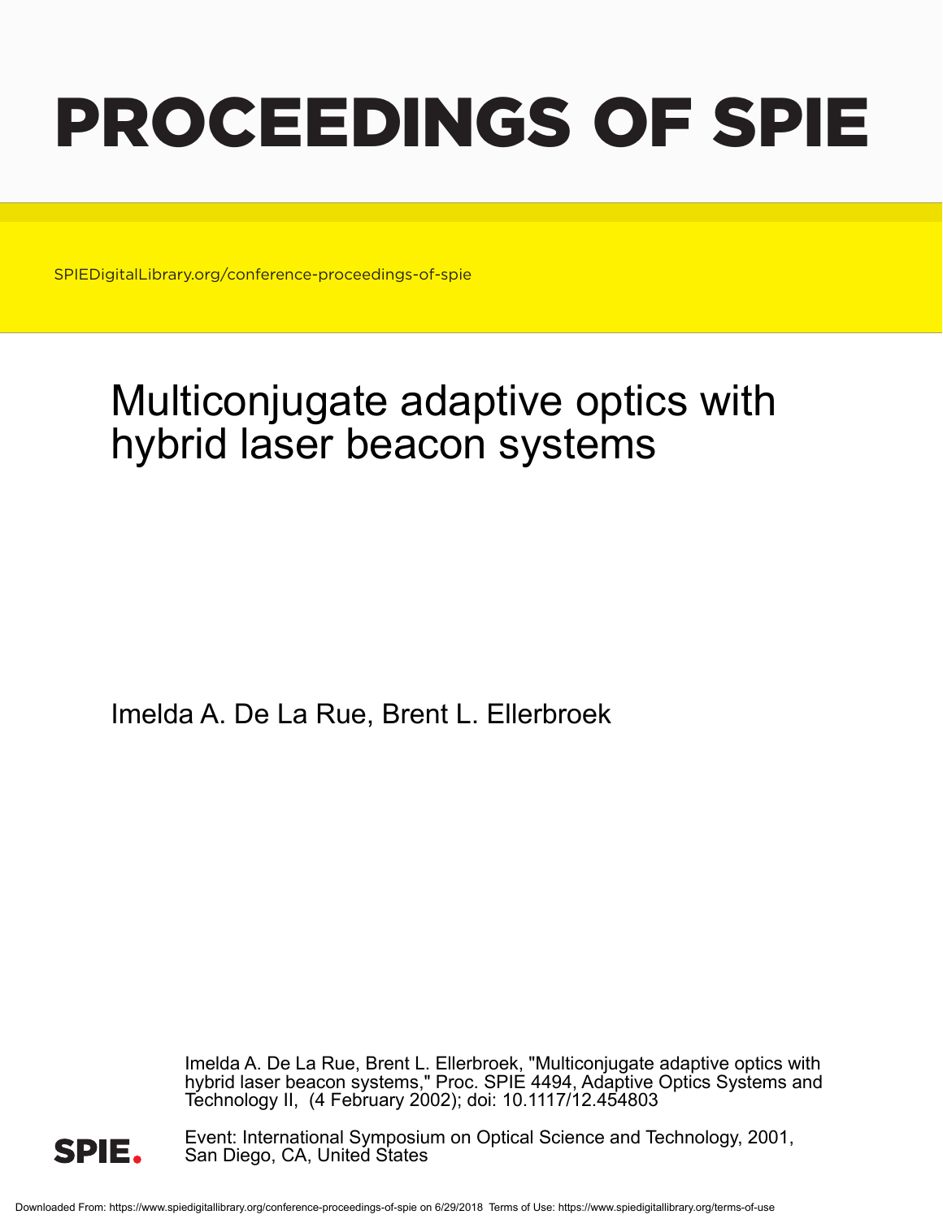# PROCEEDINGS OF SPIE

SPIEDigitalLibrary.org/conference-proceedings-of-spie

# Multiconjugate adaptive optics with hybrid laser beacon systems

Imelda A. De La Rue, Brent L. Ellerbroek

Imelda A. De La Rue, Brent L. Ellerbroek, "Multiconjugate adaptive optics with hybrid laser beacon systems," Proc. SPIE 4494, Adaptive Optics Systems and Technology II, (4 February 2002); doi: 10.1117/12.454803

Event: International Symposium on Optical Science and Technology, 2001, San Diego, CA, United States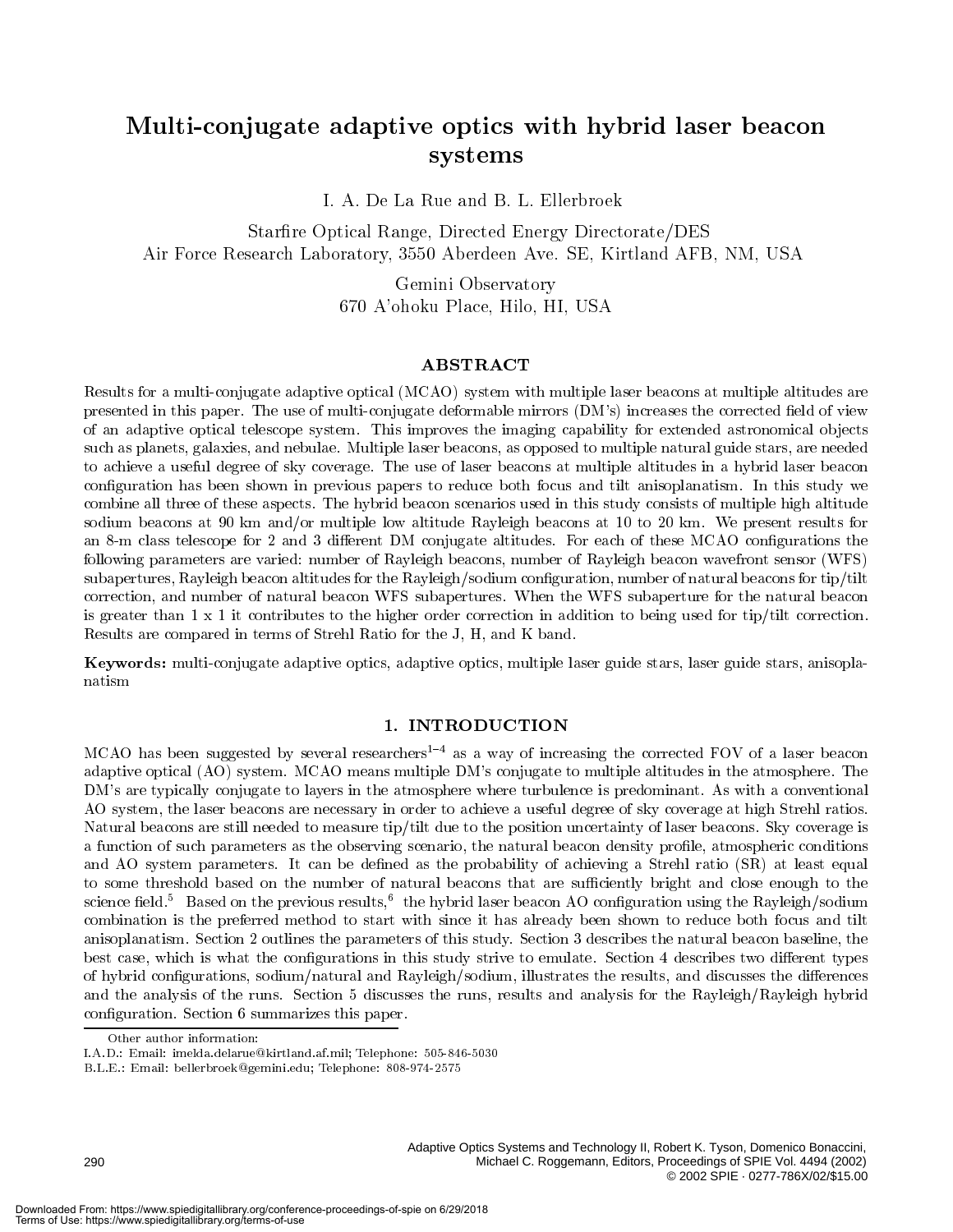# Multi-conjugate adaptive optics with hybrid laser beacon systems

I. A. De La Rue and B. L. Ellerbroek

Starfire Optical Range, Directed Energy Directorate/DES
Air Force Research Laboratory, 3550 Aberdeen Ave. SE, Kirtland AFB, NM, USA

Gemini Observatory
670 A'ohoku Place, Hilo, HI, USA

## ABSTRACT

Results for a multi-conjugate adaptive optical (MCAO) system with multiple laser beacons at multiple altitudes are presented in this paper. The use of multi-conjugate deformable mirrors (DM's) increases the corrected field of view of an adaptive optical telescope system. This improves the imaging capability for extended astronomical objects such as planets, galaxies, and nebulae. Multiple laser beacons, as opposed to multiple natural guide stars, are needed to achieve a useful degree of sky coverage. The use of laser beacons at multiple altitudes in a hybrid laser beacon configuration has been shown in previous papers to reduce both focus and tilt anisoplanatism. In this study we combine all three of these aspects. The hybrid beacon scenarios used in this study consists of multiple high altitude sodium beacons at 90 km and/or multiple low altitude Rayleigh beacons at 10 to 20 km. We present results for an 8-m class telescope for 2 and 3 different DM conjugate altitudes. For each of these MCAO configurations the following parameters are varied: number of Rayleigh beacons, number of Rayleigh beacon wavefront sensor (WFS) subapertures, Rayleigh beacon altitudes for the Rayleigh/sodium configuration, number of natural beacons for tip/tilt correction, and number of natural beacon WFS subapertures. When the WFS subaperture for the natural beacon is greater than 1 x 1 it contributes to the higher order correction in addition to being used for tip/tilt correction. Results are compared in terms of Strehl Ratio for the J, H, and K band.

**Keywords:** multi-conjugate adaptive optics, adaptive optics, multiple laser guide stars, laser guide stars, anisoplanatism

## 1. INTRODUCTION

MCAO has been suggested by several researchers[1–4] as a way of increasing the corrected FOV of a laser beacon adaptive optical (AO) system. MCAO means multiple DM's conjugate to multiple altitudes in the atmosphere. The DM's are typically conjugate to layers in the atmosphere where turbulence is predominant. As with a conventional AO system, the laser beacons are necessary in order to achieve a useful degree of sky coverage at high Strehl ratios. Natural beacons are still needed to measure tip/tilt due to the position uncertainty of laser beacons. Sky coverage is a function of such parameters as the observing scenario, the natural beacon density profile, atmospheric conditions and AO system parameters. It can be defined as the probability of achieving a Strehl ratio (SR) at least equal to some threshold based on the number of natural beacons that are sufficiently bright and close enough to the science field.[5] Based on the previous results,[6] the hybrid laser beacon AO configuration using the Rayleigh/sodium combination is the preferred method to start with since it has already been shown to reduce both focus and tilt anisoplanatism. Section 2 outlines the parameters of this study. Section 3 describes the natural beacon baseline, the best case, which is what the configurations in this study strive to emulate. Section 4 describes two different types of hybrid configurations, sodium/natural and Rayleigh/sodium, illustrates the results, and discusses the differences and the analysis of the runs. Section 5 discusses the runs, results and analysis for the Rayleigh/Rayleigh hybrid configuration. Section 6 summarizes this paper.

Other author information:
I.A.D.: Email: imelda.delarue@kirtland.af.mil; Telephone: 505-846-5030
B.L.E.: Email: bellerbroek@gemini.edu; Telephone: 808-974-2575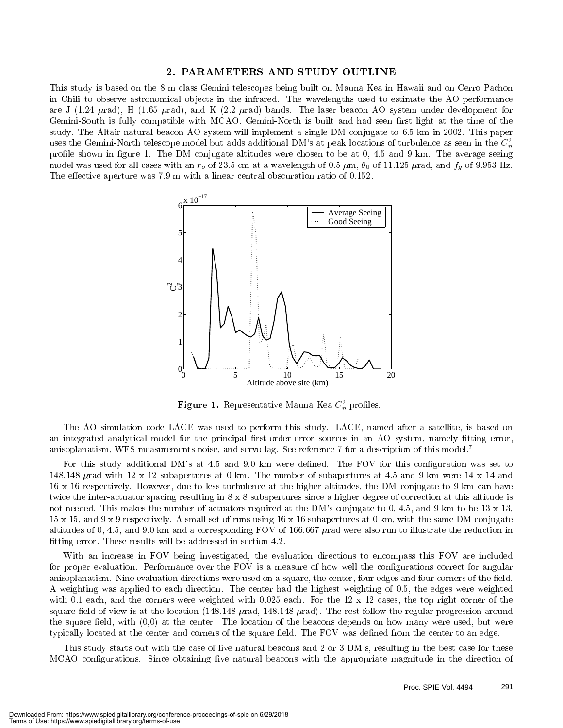## 2. PARAMETERS AND STUDY OUTLINE

This study is based on the 8 m class Gemini telescopes being built on Mauna Kea in Hawaii and on Cerro Pachon in Chili to observe astronomical objects in the infrared. The wavelengths used to estimate the AO performance are J (1.24 $\mu$rad), H (1.65 $\mu$rad), and K (2.2 $\mu$rad) bands. The laser beacon AO system under development for Gemini-South is fully compatible with MCAO. Gemini-North is built and had seen first light at the time of the study. The Altair natural beacon AO system will implement a single DM conjugate to 6.5 km in 2002. This paper uses the Gemini-North telescope model but adds additional DM's at peak locations of turbulence as seen in the $C_n^2$ profile shown in figure 1. The DM conjugate altitudes were chosen to be at 0, 4.5 and 9 km. The average seeing model was used for all cases with an $r_o$ of 23.5 cm at a wavelength of 0.5 $\mu$m, $\theta_0$ of 11.125 $\mu$rad, and $f_g$ of 9.953 Hz. The effective aperture was 7.9 m with a linear central obscuration ratio of 0.152.

**Figure 1.** Representative Mauna Kea $C_n^2$ profiles.

The AO simulation code LACE was used to perform this study. LACE, named after a satellite, is based on an integrated analytical model for the principal first-order error sources in an AO system, namely fitting error, anisoplanatism, WFS measurements noise, and servo lag. See reference 7 for a description of this model.[7]

For this study additional DM's at 4.5 and 9.0 km were defined. The FOV for this configuration was set to 148.148 $\mu$rad with 12 x 12 subapertures at 0 km. The number of subapertures at 4.5 and 9 km were 14 x 14 and 16 x 16 respectively. However, due to less turbulence at the higher altitudes, the DM conjugate to 9 km can have twice the inter-actuator spacing resulting in 8 x 8 subapertures since a higher degree of correction at this altitude is not needed. This makes the number of actuators required at the DM's conjugate to 0, 4.5, and 9 km to be 13 x 13, 15 x 15, and 9 x 9 respectively. A small set of runs using 16 x 16 subapertures at 0 km, with the same DM conjugate altitudes of 0, 4.5, and 9.0 km and a corresponding FOV of 166.667 $\mu$rad were also run to illustrate the reduction in fitting error. These results will be addressed in section 4.2.

With an increase in FOV being investigated, the evaluation directions to encompass this FOV are included for proper evaluation. Performance over the FOV is a measure of how well the configurations correct for angular anisoplanatism. Nine evaluation directions were used on a square, the center, four edges and four corners of the field. A weighting was applied to each direction. The center had the highest weighting of 0.5, the edges were weighted with 0.1 each, and the corners were weighted with 0.025 each. For the 12 x 12 cases, the top right corner of the square field of view is at the location (148.148 $\mu$rad, 148.148 $\mu$rad). The rest follow the regular progression around the square field, with (0,0) at the center. The location of the beacons depends on how many were used, but were typically located at the center and corners of the square field. The FOV was defined from the center to an edge.

This study starts out with the case of five natural beacons and 2 or 3 DM's, resulting in the best case for these MCAO configurations. Since obtaining five natural beacons with the appropriate magnitude in the direction of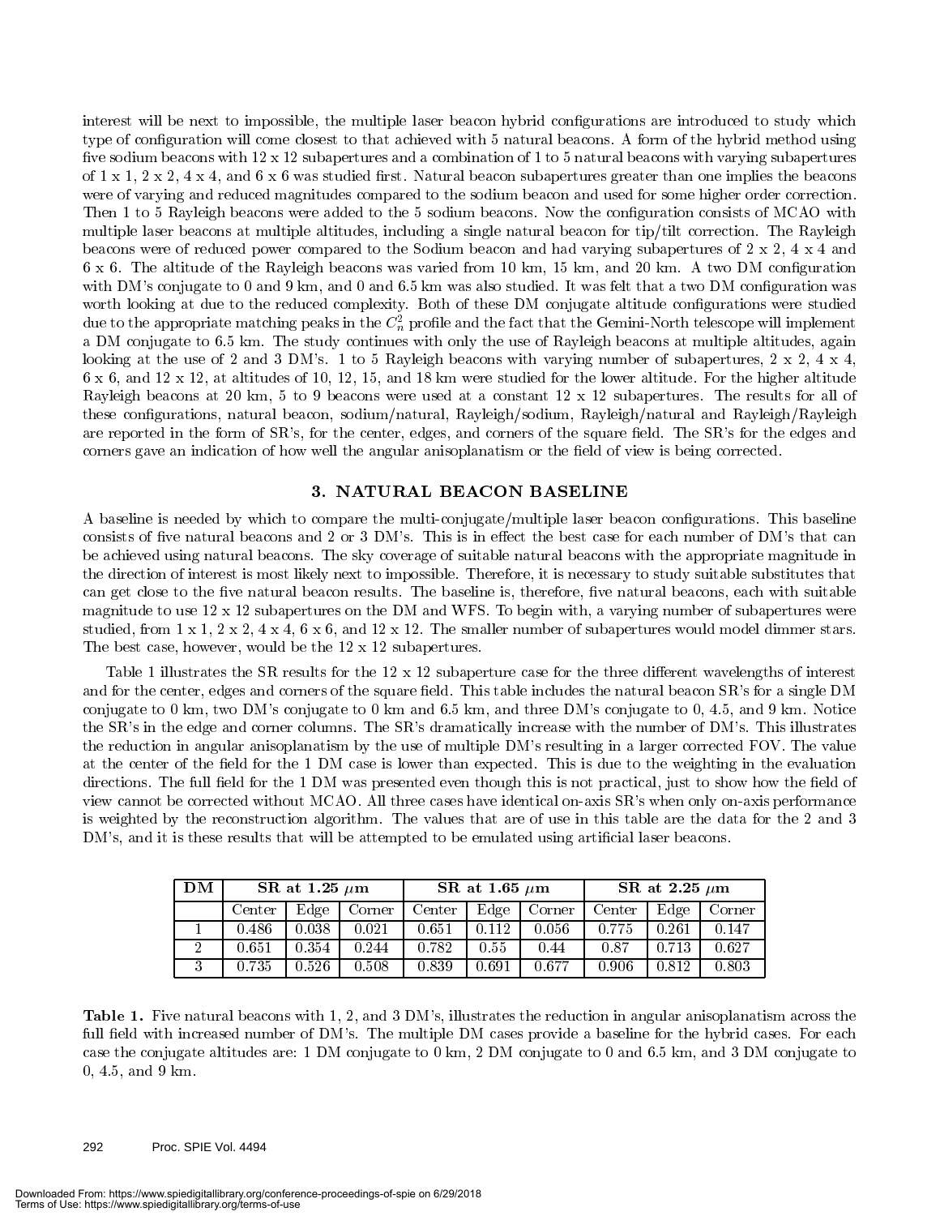interest will be next to impossible, the multiple laser beacon hybrid configurations are introduced to study which type of configuration will come closest to that achieved with 5 natural beacons. A form of the hybrid method using five sodium beacons with 12 x 12 subapertures and a combination of 1 to 5 natural beacons with varying subapertures of 1 x 1, 2 x 2, 4 x 4, and 6 x 6 was studied first. Natural beacon subapertures greater than one implies the beacons were of varying and reduced magnitudes compared to the sodium beacon and used for some higher order correction. Then 1 to 5 Rayleigh beacons were added to the 5 sodium beacons. Now the configuration consists of MCAO with multiple laser beacons at multiple altitudes, including a single natural beacon for tip/tilt correction. The Rayleigh beacons were of reduced power compared to the Sodium beacon and had varying subapertures of 2 x 2, 4 x 4 and 6 x 6. The altitude of the Rayleigh beacons was varied from 10 km, 15 km, and 20 km. A two DM configuration with DM's conjugate to 0 and 9 km, and 0 and 6.5 km was also studied. It was felt that a two DM configuration was worth looking at due to the reduced complexity. Both of these DM conjugate altitude configurations were studied due to the appropriate matching peaks in the $C_n^2$ profile and the fact that the Gemini-North telescope will implement a DM conjugate to 6.5 km. The study continues with only the use of Rayleigh beacons at multiple altitudes, again looking at the use of 2 and 3 DM's. 1 to 5 Rayleigh beacons with varying number of subapertures, 2 x 2, 4 x 4, 6 x 6, and 12 x 12, at altitudes of 10, 12, 15, and 18 km were studied for the lower altitude. For the higher altitude Rayleigh beacons at 20 km, 5 to 9 beacons were used at a constant 12 x 12 subapertures. The results for all of these configurations, natural beacon, sodium/natural, Rayleigh/sodium, Rayleigh/natural and Rayleigh/Rayleigh are reported in the form of SR's, for the center, edges, and corners of the square field. The SR's for the edges and corners gave an indication of how well the angular anisoplanatism or the field of view is being corrected.

## 3. NATURAL BEACON BASELINE

A baseline is needed by which to compare the multi-conjugate/multiple laser beacon configurations. This baseline consists of five natural beacons and 2 or 3 DM's. This is in effect the best case for each number of DM's that can be achieved using natural beacons. The sky coverage of suitable natural beacons with the appropriate magnitude in the direction of interest is most likely next to impossible. Therefore, it is necessary to study suitable substitutes that can get close to the five natural beacon results. The baseline is, therefore, five natural beacons, each with suitable magnitude to use 12 x 12 subapertures on the DM and WFS. To begin with, a varying number of subapertures were studied, from 1 x 1, 2 x 2, 4 x 4, 6 x 6, and 12 x 12. The smaller number of subapertures would model dimmer stars. The best case, however, would be the 12 x 12 subapertures.

Table 1 illustrates the SR results for the 12 x 12 subaperture case for the three different wavelengths of interest and for the center, edges and corners of the square field. This table includes the natural beacon SR's for a single DM conjugate to 0 km, two DM's conjugate to 0 km and 6.5 km, and three DM's conjugate to 0, 4.5, and 9 km. Notice the SR's in the edge and corner columns. The SR's dramatically increase with the number of DM's. This illustrates the reduction in angular anisoplanatism by the use of multiple DM's resulting in a larger corrected FOV. The value at the center of the field for the 1 DM case is lower than expected. This is due to the weighting in the evaluation directions. The full field for the 1 DM was presented even though this is not practical, just to show how the field of view cannot be corrected without MCAO. All three cases have identical on-axis SR's when only on-axis performance is weighted by the reconstruction algorithm. The values that are of use in this table are the data for the 2 and 3 DM's, and it is these results that will be attempted to be emulated using artificial laser beacons.

| **DM** | **SR at 1.25 $\mu$m** | | | **SR at 1.65 $\mu$m** | | | **SR at 2.25 $\mu$m** | | |
|---|---|---|---|---|---|---|---|---|---|
| | Center | Edge | Corner | Center | Edge | Corner | Center | Edge | Corner |
| 1 | 0.486 | 0.038 | 0.021 | 0.651 | 0.112 | 0.056 | 0.775 | 0.261 | 0.147 |
| 2 | 0.651 | 0.354 | 0.244 | 0.782 | 0.55 | 0.44 | 0.87 | 0.713 | 0.627 |
| 3 | 0.735 | 0.526 | 0.508 | 0.839 | 0.691 | 0.677 | 0.906 | 0.812 | 0.803 |

**Table 1.** Five natural beacons with 1, 2, and 3 DM's, illustrates the reduction in angular anisoplanatism across the full field with increased number of DM's. The multiple DM cases provide a baseline for the hybrid cases. For each case the conjugate altitudes are: 1 DM conjugate to 0 km, 2 DM conjugate to 0 and 6.5 km, and 3 DM conjugate to 0, 4.5, and 9 km.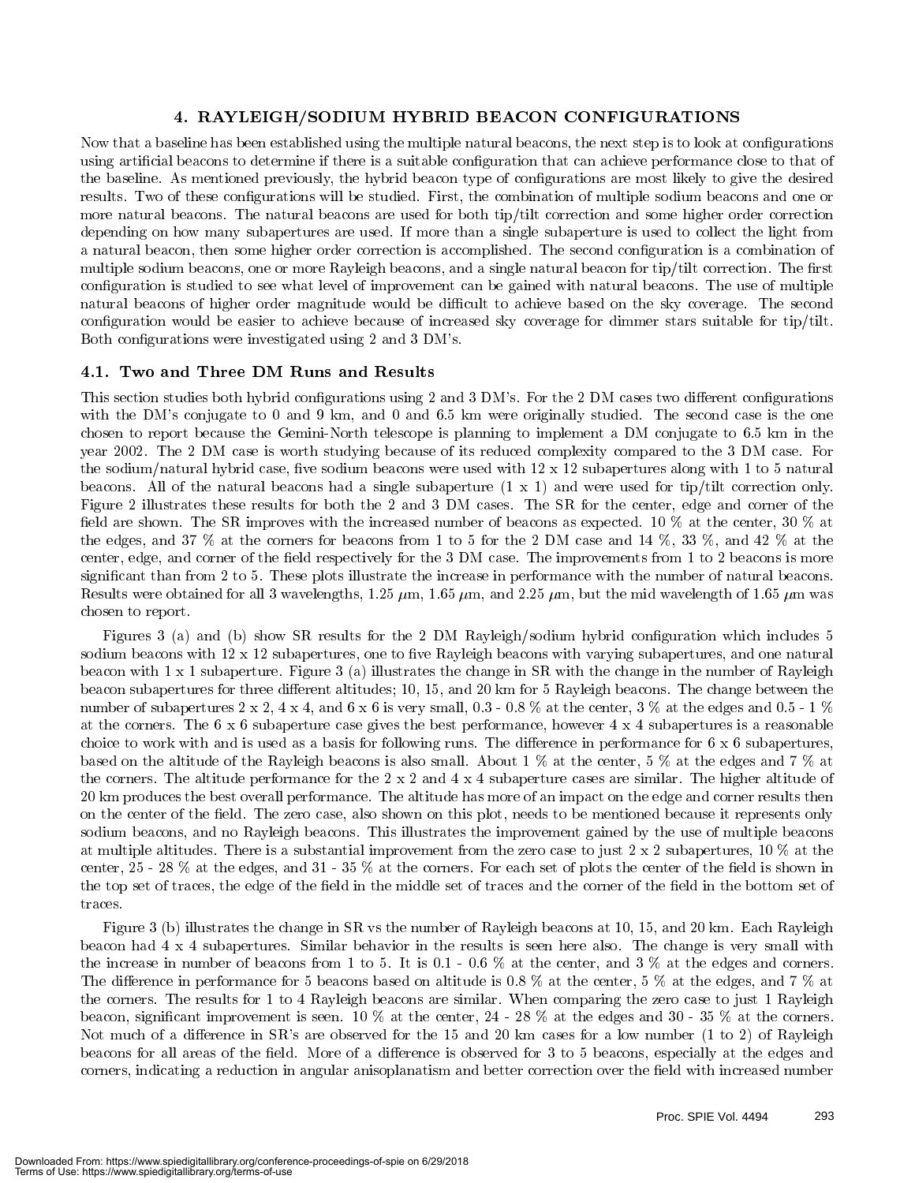## 4. RAYLEIGH/SODIUM HYBRID BEACON CONFIGURATIONS

Now that a baseline has been established using the multiple natural beacons, the next step is to look at configurations using artificial beacons to determine if there is a suitable configuration that can achieve performance close to that of the baseline. As mentioned previously, the hybrid beacon type of configurations are most likely to give the desired results. Two of these configurations will be studied. First, the combination of multiple sodium beacons and one or more natural beacons. The natural beacons are used for both tip/tilt correction and some higher order correction depending on how many subapertures are used. If more than a single subaperture is used to collect the light from a natural beacon, then some higher order correction is accomplished. The second configuration is a combination of multiple sodium beacons, one or more Rayleigh beacons, and a single natural beacon for tip/tilt correction. The first configuration is studied to see what level of improvement can be gained with natural beacons. The use of multiple natural beacons of higher order magnitude would be difficult to achieve based on the sky coverage. The second configuration would be easier to achieve because of increased sky coverage for dimmer stars suitable for tip/tilt. Both configurations were investigated using 2 and 3 DM's.

### 4.1. Two and Three DM Runs and Results

This section studies both hybrid configurations using 2 and 3 DM's. For the 2 DM cases two different configurations with the DM's conjugate to 0 and 9 km, and 0 and 6.5 km were originally studied. The second case is the one chosen to report because the Gemini-North telescope is planning to implement a DM conjugate to 6.5 km in the year 2002. The 2 DM case is worth studying because of its reduced complexity compared to the 3 DM case. For the sodium/natural hybrid case, five sodium beacons were used with 12 x 12 subapertures along with 1 to 5 natural beacons. All of the natural beacons had a single subaperture (1 x 1) and were used for tip/tilt correction only. Figure 2 illustrates these results for both the 2 and 3 DM cases. The SR for the center, edge and corner of the field are shown. The SR improves with the increased number of beacons as expected. 10 % at the center, 30 % at the edges, and 37 % at the corners for beacons from 1 to 5 for the 2 DM case and 14 %, 33 %, and 42 % at the center, edge, and corner of the field respectively for the 3 DM case. The improvements from 1 to 2 beacons is more significant than from 2 to 5. These plots illustrate the increase in performance with the number of natural beacons. Results were obtained for all 3 wavelengths, 1.25 $\mu$m, 1.65 $\mu$m, and 2.25 $\mu$m, but the mid wavelength of 1.65 $\mu$m was chosen to report.

Figures 3 (a) and (b) show SR results for the 2 DM Rayleigh/sodium hybrid configuration which includes 5 sodium beacons with 12 x 12 subapertures, one to five Rayleigh beacons with varying subapertures, and one natural beacon with 1 x 1 subaperture. Figure 3 (a) illustrates the change in SR with the change in the number of Rayleigh beacon subapertures for three different altitudes; 10, 15, and 20 km for 5 Rayleigh beacons. The change between the number of subapertures 2 x 2, 4 x 4, and 6 x 6 is very small, 0.3 - 0.8 % at the center, 3 % at the edges and 0.5 - 1 % at the corners. The 6 x 6 subaperture case gives the best performance, however 4 x 4 subapertures is a reasonable choice to work with and is used as a basis for following runs. The difference in performance for 6 x 6 subapertures, based on the altitude of the Rayleigh beacons is also small. About 1 % at the center, 5 % at the edges and 7 % at the corners. The altitude performance for the 2 x 2 and 4 x 4 subaperture cases are similar. The higher altitude of 20 km produces the best overall performance. The altitude has more of an impact on the edge and corner results then on the center of the field. The zero case, also shown on this plot, needs to be mentioned because it represents only sodium beacons, and no Rayleigh beacons. This illustrates the improvement gained by the use of multiple beacons at multiple altitudes. There is a substantial improvement from the zero case to just 2 x 2 subapertures, 10 % at the center, 25 - 28 % at the edges, and 31 - 35 % at the corners. For each set of plots the center of the field is shown in the top set of traces, the edge of the field in the middle set of traces and the corner of the field in the bottom set of traces.

Figure 3 (b) illustrates the change in SR vs the number of Rayleigh beacons at 10, 15, and 20 km. Each Rayleigh beacon had 4 x 4 subapertures. Similar behavior in the results is seen here also. The change is very small with the increase in number of beacons from 1 to 5. It is 0.1 - 0.6 % at the center, and 3 % at the edges and corners. The difference in performance for 5 beacons based on altitude is 0.8 % at the center, 5 % at the edges, and 7 % at the corners. The results for 1 to 4 Rayleigh beacons are similar. When comparing the zero case to just 1 Rayleigh beacon, significant improvement is seen. 10 % at the center, 24 - 28 % at the edges and 30 - 35 % at the corners. Not much of a difference in SR's are observed for the 15 and 20 km cases for a low number (1 to 2) of Rayleigh beacons for all areas of the field. More of a difference is observed for 3 to 5 beacons, especially at the edges and corners, indicating a reduction in angular anisoplanatism and better correction over the field with increased number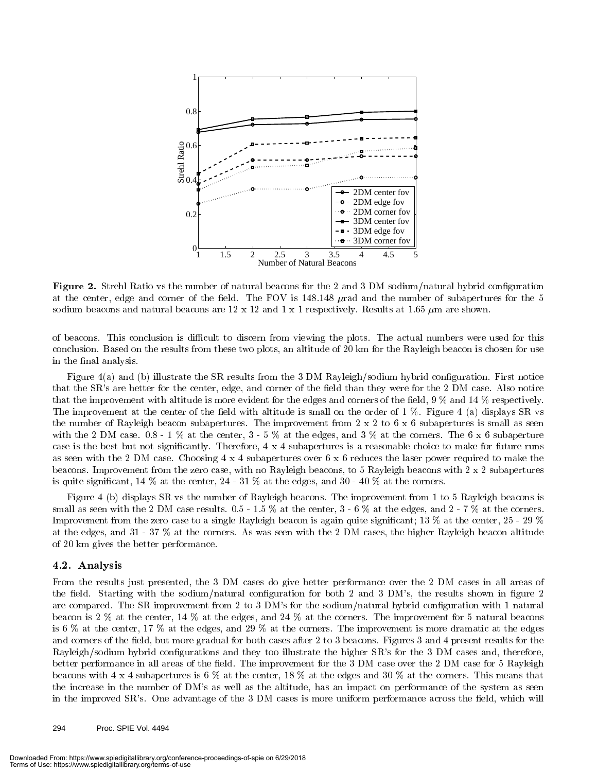**Figure 2.** Strehl Ratio vs the number of natural beacons for the 2 and 3 DM sodium/natural hybrid configuration at the center, edge and corner of the field. The FOV is 148.148 $\mu$rad and the number of subapertures for the 5 sodium beacons and natural beacons are 12 x 12 and 1 x 1 respectively. Results at 1.65 $\mu$m are shown.

of beacons. This conclusion is difficult to discern from viewing the plots. The actual numbers were used for this conclusion. Based on the results from these two plots, an altitude of 20 km for the Rayleigh beacon is chosen for use in the final analysis.

Figure 4(a) and (b) illustrate the SR results from the 3 DM Rayleigh/sodium hybrid configuration. First notice that the SR's are better for the center, edge, and corner of the field than they were for the 2 DM case. Also notice that the improvement with altitude is more evident for the edges and corners of the field, 9 % and 14 % respectively. The improvement at the center of the field with altitude is small on the order of 1 %. Figure 4 (a) displays SR vs the number of Rayleigh beacon subapertures. The improvement from 2 x 2 to 6 x 6 subapertures is small as seen with the 2 DM case. 0.8 - 1 % at the center, 3 - 5 % at the edges, and 3 % at the corners. The 6 x 6 subaperture case is the best but not significantly. Therefore, 4 x 4 subapertures is a reasonable choice to make for future runs as seen with the 2 DM case. Choosing 4 x 4 subapertures over 6 x 6 reduces the laser power required to make the beacons. Improvement from the zero case, with no Rayleigh beacons, to 5 Rayleigh beacons with 2 x 2 subapertures is quite significant, 14 % at the center, 24 - 31 % at the edges, and 30 - 40 % at the corners.

Figure 4 (b) displays SR vs the number of Rayleigh beacons. The improvement from 1 to 5 Rayleigh beacons is small as seen with the 2 DM case results. 0.5 - 1.5 % at the center, 3 - 6 % at the edges, and 2 - 7 % at the corners. Improvement from the zero case to a single Rayleigh beacon is again quite significant; 13 % at the center, 25 - 29 % at the edges, and 31 - 37 % at the corners. As was seen with the 2 DM cases, the higher Rayleigh beacon altitude of 20 km gives the better performance.

### 4.2. Analysis

From the results just presented, the 3 DM cases do give better performance over the 2 DM cases in all areas of the field. Starting with the sodium/natural configuration for both 2 and 3 DM's, the results shown in figure 2 are compared. The SR improvement from 2 to 3 DM's for the sodium/natural hybrid configuration with 1 natural beacon is 2 % at the center, 14 % at the edges, and 24 % at the corners. The improvement for 5 natural beacons is 6 % at the center, 17 % at the edges, and 29 % at the corners. The improvement is more dramatic at the edges and corners of the field, but more gradual for both cases after 2 to 3 beacons. Figures 3 and 4 present results for the Rayleigh/sodium hybrid configurations and they too illustrate the higher SR's for the 3 DM cases and, therefore, better performance in all areas of the field. The improvement for the 3 DM case over the 2 DM case for 5 Rayleigh beacons with 4 x 4 subapertures is 6 % at the center, 18 % at the edges and 30 % at the corners. This means that the increase in the number of DM's as well as the altitude, has an impact on performance of the system as seen in the improved SR's. One advantage of the 3 DM cases is more uniform performance across the field, which will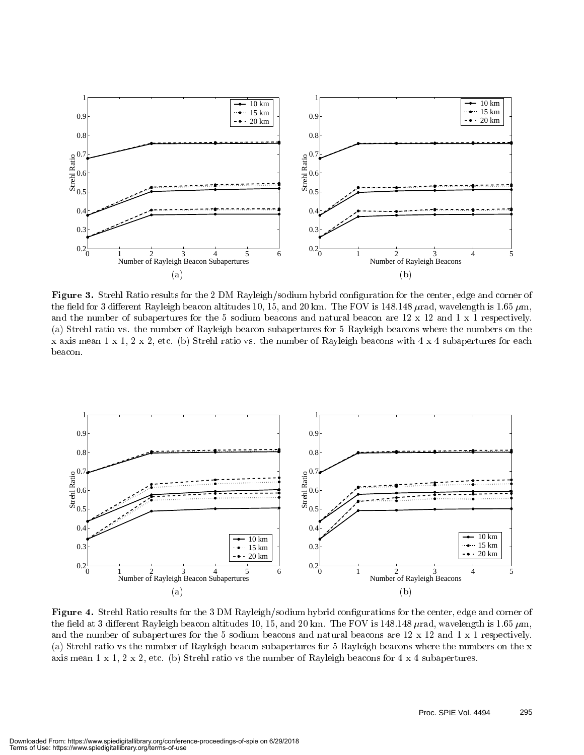**Figure 3.** Strehl Ratio results for the 2 DM Rayleigh/sodium hybrid configuration for the center, edge and corner of the field for 3 different Rayleigh beacon altitudes 10, 15, and 20 km. The FOV is 148.148 $\mu$rad, wavelength is 1.65 $\mu$m, and the number of subapertures for the 5 sodium beacons and natural beacon are 12 x 12 and 1 x 1 respectively. (a) Strehl ratio vs. the number of Rayleigh beacon subapertures for 5 Rayleigh beacons where the numbers on the x axis mean 1 x 1, 2 x 2, etc. (b) Strehl ratio vs. the number of Rayleigh beacons with 4 x 4 subapertures for each beacon.

**Figure 4.** Strehl Ratio results for the 3 DM Rayleigh/sodium hybrid configurations for the center, edge and corner of the field at 3 different Rayleigh beacon altitudes 10, 15, and 20 km. The FOV is 148.148 $\mu$rad, wavelength is 1.65 $\mu$m, and the number of subapertures for the 5 sodium beacons and natural beacons are 12 x 12 and 1 x 1 respectively. (a) Strehl ratio vs the number of Rayleigh beacon subapertures for 5 Rayleigh beacons where the numbers on the x axis mean 1 x 1, 2 x 2, etc. (b) Strehl ratio vs the number of Rayleigh beacons for 4 x 4 subapertures.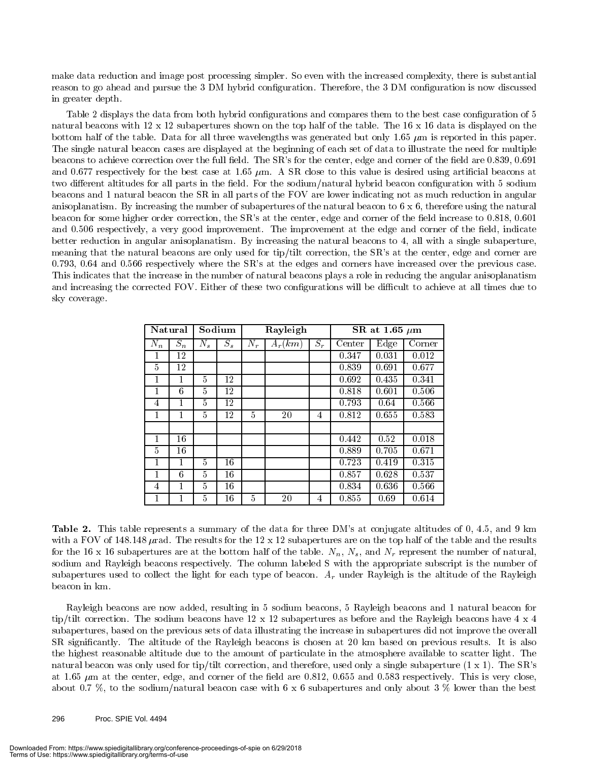make data reduction and image post processing simpler. So even with the increased complexity, there is substantial reason to go ahead and pursue the 3 DM hybrid configuration. Therefore, the 3 DM configuration is now discussed in greater depth.

Table 2 displays the data from both hybrid configurations and compares them to the best case configuration of 5 natural beacons with 12 x 12 subapertures shown on the top half of the table. The 16 x 16 data is displayed on the bottom half of the table. Data for all three wavelengths was generated but only 1.65 $\mu$m is reported in this paper. The single natural beacon cases are displayed at the beginning of each set of data to illustrate the need for multiple beacons to achieve correction over the full field. The SR's for the center, edge and corner of the field are 0.839, 0.691 and 0.677 respectively for the best case at 1.65 $\mu$m. A SR close to this value is desired using artificial beacons at two different altitudes for all parts in the field. For the sodium/natural hybrid beacon configuration with 5 sodium beacons and 1 natural beacon the SR in all parts of the FOV are lower indicating not as much reduction in angular anisoplanatism. By increasing the number of subapertures of the natural beacon to 6 x 6, therefore using the natural beacon for some higher order correction, the SR's at the center, edge and corner of the field increase to 0.818, 0.601 and 0.506 respectively, a very good improvement. The improvement at the edge and corner of the field, indicate better reduction in angular anisoplanatism. By increasing the natural beacons to 4, all with a single subaperture, meaning that the natural beacons are only used for tip/tilt correction, the SR's at the center, edge and corner are 0.793, 0.64 and 0.566 respectively where the SR's at the edges and corners have increased over the previous case. This indicates that the increase in the number of natural beacons plays a role in reducing the angular anisoplanatism and increasing the corrected FOV. Either of these two configurations will be difficult to achieve at all times due to sky coverage.

| **Natural** | | **Sodium** | | **Rayleigh** | | | **SR at 1.65 $\mu$m** | | |
|---|---|---|---|---|---|---|---|---|---|
| $N_n$ | $S_n$ | $N_s$ | $S_s$ | $N_r$ | $A_r(km)$ | $S_r$ | Center | Edge | Corner |
| 1 | 12 | | | | | | 0.347 | 0.031 | 0.012 |
| 5 | 12 | | | | | | 0.839 | 0.691 | 0.677 |
| 1 | 1 | 5 | 12 | | | | 0.692 | 0.435 | 0.341 |
| 1 | 6 | 5 | 12 | | | | 0.818 | 0.601 | 0.506 |
| 4 | 1 | 5 | 12 | | | | 0.793 | 0.64 | 0.566 |
| 1 | 1 | 5 | 12 | 5 | 20 | 4 | 0.812 | 0.655 | 0.583 |
| | | | | | | | | | |
| 1 | 16 | | | | | | 0.442 | 0.52 | 0.018 |
| 5 | 16 | | | | | | 0.889 | 0.705 | 0.671 |
| 1 | 1 | 5 | 16 | | | | 0.723 | 0.419 | 0.315 |
| 1 | 6 | 5 | 16 | | | | 0.857 | 0.628 | 0.537 |
| 4 | 1 | 5 | 16 | | | | 0.834 | 0.636 | 0.566 |
| 1 | 1 | 5 | 16 | 5 | 20 | 4 | 0.855 | 0.69 | 0.614 |

**Table 2.** This table represents a summary of the data for three DM's at conjugate altitudes of 0, 4.5, and 9 km with a FOV of 148.148 $\mu$rad. The results for the 12 x 12 subapertures are on the top half of the table and the results for the 16 x 16 subapertures are at the bottom half of the table. $N_n$, $N_s$, and $N_r$ represent the number of natural, sodium and Rayleigh beacons respectively. The column labeled S with the appropriate subscript is the number of subapertures used to collect the light for each type of beacon. $A_r$ under Rayleigh is the altitude of the Rayleigh beacon in km.

Rayleigh beacons are now added, resulting in 5 sodium beacons, 5 Rayleigh beacons and 1 natural beacon for tip/tilt correction. The sodium beacons have 12 x 12 subapertures as before and the Rayleigh beacons have 4 x 4 subapertures, based on the previous sets of data illustrating the increase in subapertures did not improve the overall SR significantly. The altitude of the Rayleigh beacons is chosen at 20 km based on previous results. It is also the highest reasonable altitude due to the amount of particulate in the atmosphere available to scatter light. The natural beacon was only used for tip/tilt correction, and therefore, used only a single subaperture (1 x 1). The SR's at 1.65 $\mu$m at the center, edge, and corner of the field are 0.812, 0.655 and 0.583 respectively. This is very close, about 0.7 %, to the sodium/natural beacon case with 6 x 6 subapertures and only about 3 % lower than the best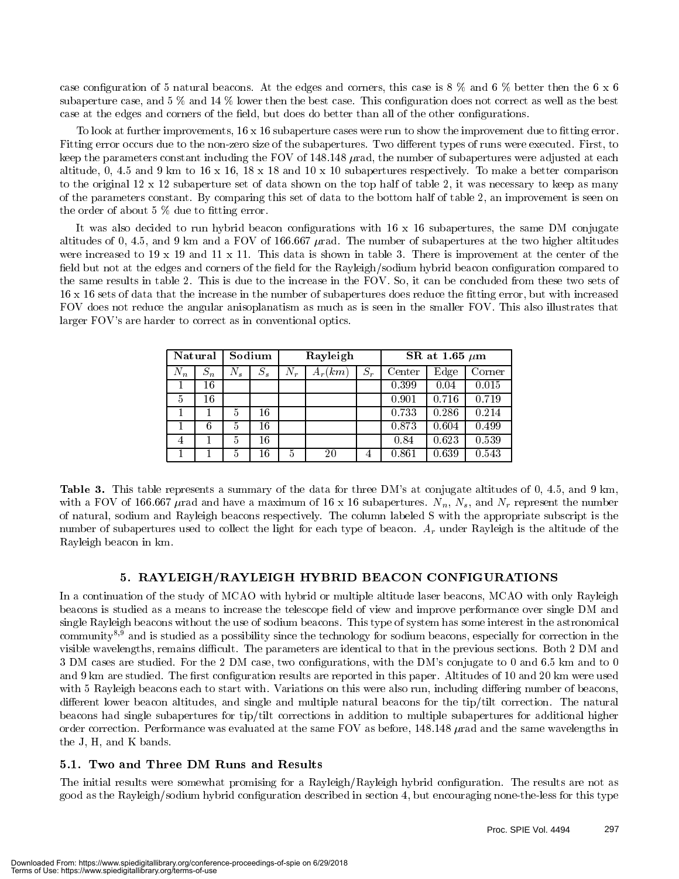case configuration of 5 natural beacons. At the edges and corners, this case is 8 % and 6 % better then the 6 x 6 subaperture case, and 5 % and 14 % lower then the best case. This configuration does not correct as well as the best case at the edges and corners of the field, but does do better than all of the other configurations.

To look at further improvements, 16 x 16 subaperture cases were run to show the improvement due to fitting error. Fitting error occurs due to the non-zero size of the subapertures. Two different types of runs were executed. First, to keep the parameters constant including the FOV of 148.148 $\mu$rad, the number of subapertures were adjusted at each altitude, 0, 4.5 and 9 km to 16 x 16, 18 x 18 and 10 x 10 subapertures respectively. To make a better comparison to the original 12 x 12 subaperture set of data shown on the top half of table 2, it was necessary to keep as many of the parameters constant. By comparing this set of data to the bottom half of table 2, an improvement is seen on the order of about 5 % due to fitting error.

It was also decided to run hybrid beacon configurations with 16 x 16 subapertures, the same DM conjugate altitudes of 0, 4.5, and 9 km and a FOV of 166.667 $\mu$rad. The number of subapertures at the two higher altitudes were increased to 19 x 19 and 11 x 11. This data is shown in table 3. There is improvement at the center of the field but not at the edges and corners of the field for the Rayleigh/sodium hybrid beacon configuration compared to the same results in table 2. This is due to the increase in the FOV. So, it can be concluded from these two sets of 16 x 16 sets of data that the increase in the number of subapertures does reduce the fitting error, but with increased FOV does not reduce the angular anisoplanatism as much as is seen in the smaller FOV. This also illustrates that larger FOV's are harder to correct as in conventional optics.

| **Natural** | | **Sodium** | | **Rayleigh** | | | **SR at 1.65 $\mu$m** | | |
|---|---|---|---|---|---|---|---|---|---|
| $N_n$ | $S_n$ | $N_s$ | $S_s$ | $N_r$ | $A_r(km)$ | $S_r$ | Center | Edge | Corner |
| 1 | 16 | | | | | | 0.399 | 0.04 | 0.015 |
| 5 | 16 | | | | | | 0.901 | 0.716 | 0.719 |
| 1 | 1 | 5 | 16 | | | | 0.733 | 0.286 | 0.214 |
| 1 | 6 | 5 | 16 | | | | 0.873 | 0.604 | 0.499 |
| 4 | 1 | 5 | 16 | | | | 0.84 | 0.623 | 0.539 |
| 1 | 1 | 5 | 16 | 5 | 20 | 4 | 0.861 | 0.639 | 0.543 |

**Table 3.** This table represents a summary of the data for three DM's at conjugate altitudes of 0, 4.5, and 9 km, with a FOV of 166.667 $\mu$rad and have a maximum of 16 x 16 subapertures. $N_n$, $N_s$, and $N_r$ represent the number of natural, sodium and Rayleigh beacons respectively. The column labeled S with the appropriate subscript is the number of subapertures used to collect the light for each type of beacon. $A_r$ under Rayleigh is the altitude of the Rayleigh beacon in km.

## 5. RAYLEIGH/RAYLEIGH HYBRID BEACON CONFIGURATIONS

In a continuation of the study of MCAO with hybrid or multiple altitude laser beacons, MCAO with only Rayleigh beacons is studied as a means to increase the telescope field of view and improve performance over single DM and single Rayleigh beacons without the use of sodium beacons. This type of system has some interest in the astronomical community[8,9] and is studied as a possibility since the technology for sodium beacons, especially for correction in the visible wavelengths, remains difficult. The parameters are identical to that in the previous sections. Both 2 DM and 3 DM cases are studied. For the 2 DM case, two configurations, with the DM's conjugate to 0 and 6.5 km and to 0 and 9 km are studied. The first configuration results are reported in this paper. Altitudes of 10 and 20 km were used with 5 Rayleigh beacons each to start with. Variations on this were also run, including differing number of beacons, different lower beacon altitudes, and single and multiple natural beacons for the tip/tilt correction. The natural beacons had single subapertures for tip/tilt corrections in addition to multiple subapertures for additional higher order correction. Performance was evaluated at the same FOV as before, 148.148 $\mu$rad and the same wavelengths in the J, H, and K bands.

### 5.1. Two and Three DM Runs and Results

The initial results were somewhat promising for a Rayleigh/Rayleigh hybrid configuration. The results are not as good as the Rayleigh/sodium hybrid configuration described in section 4, but encouraging none-the-less for this type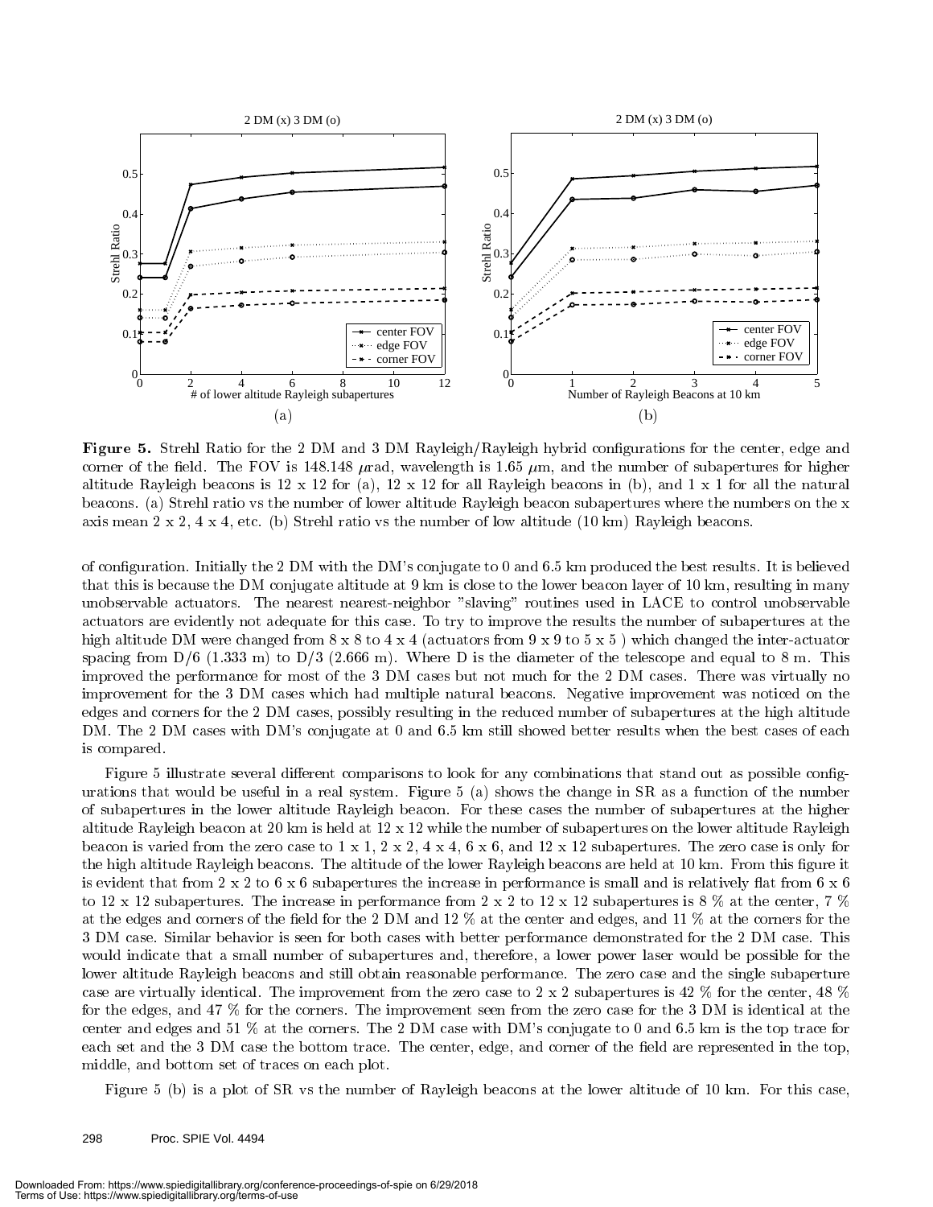**Figure 5.** Strehl Ratio for the 2 DM and 3 DM Rayleigh/Rayleigh hybrid configurations for the center, edge and corner of the field. The FOV is 148.148 $\mu$rad, wavelength is 1.65 $\mu$m, and the number of subapertures for higher altitude Rayleigh beacons is 12 x 12 for (a), 12 x 12 for all Rayleigh beacons in (b), and 1 x 1 for all the natural beacons. (a) Strehl ratio vs the number of lower altitude Rayleigh beacon subapertures where the numbers on the x axis mean 2 x 2, 4 x 4, etc. (b) Strehl ratio vs the number of low altitude (10 km) Rayleigh beacons.

of configuration. Initially the 2 DM with the DM's conjugate to 0 and 6.5 km produced the best results. It is believed that this is because the DM conjugate altitude at 9 km is close to the lower beacon layer of 10 km, resulting in many unobservable actuators. The nearest nearest-neighbor "slaving" routines used in LACE to control unobservable actuators are evidently not adequate for this case. To try to improve the results the number of subapertures at the high altitude DM were changed from 8 x 8 to 4 x 4 (actuators from 9 x 9 to 5 x 5 ) which changed the inter-actuator spacing from D/6 (1.333 m) to D/3 (2.666 m). Where D is the diameter of the telescope and equal to 8 m. This improved the performance for most of the 3 DM cases but not much for the 2 DM cases. There was virtually no improvement for the 3 DM cases which had multiple natural beacons. Negative improvement was noticed on the edges and corners for the 2 DM cases, possibly resulting in the reduced number of subapertures at the high altitude DM. The 2 DM cases with DM's conjugate at 0 and 6.5 km still showed better results when the best cases of each is compared.

Figure 5 illustrate several different comparisons to look for any combinations that stand out as possible configurations that would be useful in a real system. Figure 5 (a) shows the change in SR as a function of the number of subapertures in the lower altitude Rayleigh beacon. For these cases the number of subapertures at the higher altitude Rayleigh beacon at 20 km is held at 12 x 12 while the number of subapertures on the lower altitude Rayleigh beacon is varied from the zero case to 1 x 1, 2 x 2, 4 x 4, 6 x 6, and 12 x 12 subapertures. The zero case is only for the high altitude Rayleigh beacons. The altitude of the lower Rayleigh beacons are held at 10 km. From this figure it is evident that from 2 x 2 to 6 x 6 subapertures the increase in performance is small and is relatively flat from 6 x 6 to 12 x 12 subapertures. The increase in performance from 2 x 2 to 12 x 12 subapertures is 8 % at the center, 7 % at the edges and corners of the field for the 2 DM and 12 % at the center and edges, and 11 % at the corners for the 3 DM case. Similar behavior is seen for both cases with better performance demonstrated for the 2 DM case. This would indicate that a small number of subapertures and, therefore, a lower power laser would be possible for the lower altitude Rayleigh beacons and still obtain reasonable performance. The zero case and the single subaperture case are virtually identical. The improvement from the zero case to 2 x 2 subapertures is 42 % for the center, 48 % for the edges, and 47 % for the corners. The improvement seen from the zero case for the 3 DM is identical at the center and edges and 51 % at the corners. The 2 DM case with DM's conjugate to 0 and 6.5 km is the top trace for each set and the 3 DM case the bottom trace. The center, edge, and corner of the field are represented in the top, middle, and bottom set of traces on each plot.

Figure 5 (b) is a plot of SR vs the number of Rayleigh beacons at the lower altitude of 10 km. For this case,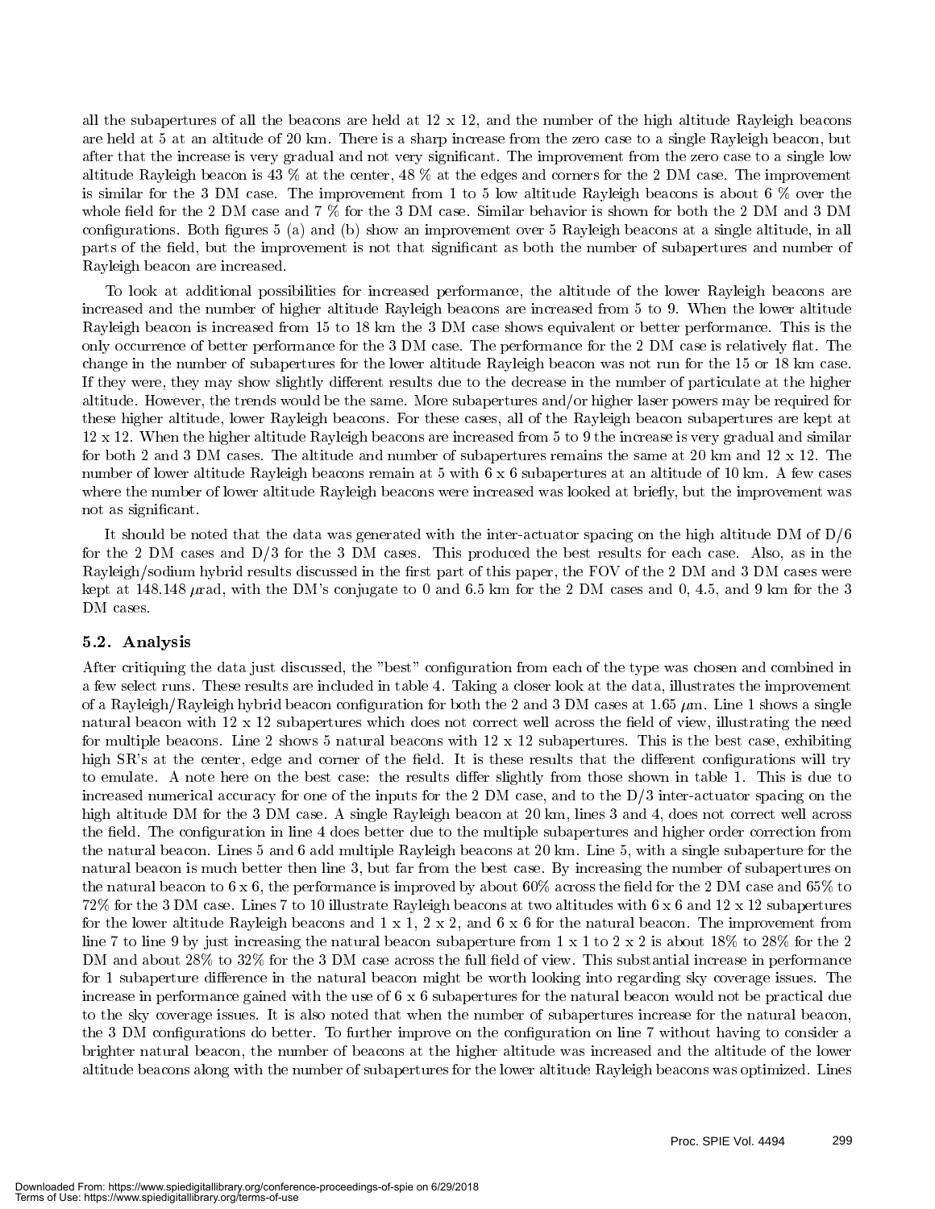all the subapertures of all the beacons are held at 12 x 12, and the number of the high altitude Rayleigh beacons are held at 5 at an altitude of 20 km. There is a sharp increase from the zero case to a single Rayleigh beacon, but after that the increase is very gradual and not very significant. The improvement from the zero case to a single low altitude Rayleigh beacon is 43 % at the center, 48 % at the edges and corners for the 2 DM case. The improvement is similar for the 3 DM case. The improvement from 1 to 5 low altitude Rayleigh beacons is about 6 % over the whole field for the 2 DM case and 7 % for the 3 DM case. Similar behavior is shown for both the 2 DM and 3 DM configurations. Both figures 5 (a) and (b) show an improvement over 5 Rayleigh beacons at a single altitude, in all parts of the field, but the improvement is not that significant as both the number of subapertures and number of Rayleigh beacon are increased.

To look at additional possibilities for increased performance, the altitude of the lower Rayleigh beacons are increased and the number of higher altitude Rayleigh beacons are increased from 5 to 9. When the lower altitude Rayleigh beacon is increased from 15 to 18 km the 3 DM case shows equivalent or better performance. This is the only occurrence of better performance for the 3 DM case. The performance for the 2 DM case is relatively flat. The change in the number of subapertures for the lower altitude Rayleigh beacon was not run for the 15 or 18 km case. If they were, they may show slightly different results due to the decrease in the number of particulate at the higher altitude. However, the trends would be the same. More subapertures and/or higher laser powers may be required for these higher altitude, lower Rayleigh beacons. For these cases, all of the Rayleigh beacon subapertures are kept at 12 x 12. When the higher altitude Rayleigh beacons are increased from 5 to 9 the increase is very gradual and similar for both 2 and 3 DM cases. The altitude and number of subapertures remains the same at 20 km and 12 x 12. The number of lower altitude Rayleigh beacons remain at 5 with 6 x 6 subapertures at an altitude of 10 km. A few cases where the number of lower altitude Rayleigh beacons were increased was looked at briefly, but the improvement was not as significant.

It should be noted that the data was generated with the inter-actuator spacing on the high altitude DM of D/6 for the 2 DM cases and D/3 for the 3 DM cases. This produced the best results for each case. Also, as in the Rayleigh/sodium hybrid results discussed in the first part of this paper, the FOV of the 2 DM and 3 DM cases were kept at 148.148 $\mu$rad, with the DM's conjugate to 0 and 6.5 km for the 2 DM cases and 0, 4.5, and 9 km for the 3 DM cases.

### 5.2. Analysis

After critiquing the data just discussed, the "best" configuration from each of the type was chosen and combined in a few select runs. These results are included in table 4. Taking a closer look at the data, illustrates the improvement of a Rayleigh/Rayleigh hybrid beacon configuration for both the 2 and 3 DM cases at 1.65 $\mu$m. Line 1 shows a single natural beacon with 12 x 12 subapertures which does not correct well across the field of view, illustrating the need for multiple beacons. Line 2 shows 5 natural beacons with 12 x 12 subapertures. This is the best case, exhibiting high SR's at the center, edge and corner of the field. It is these results that the different configurations will try to emulate. A note here on the best case: the results differ slightly from those shown in table 1. This is due to increased numerical accuracy for one of the inputs for the 2 DM case, and to the D/3 inter-actuator spacing on the high altitude DM for the 3 DM case. A single Rayleigh beacon at 20 km, lines 3 and 4, does not correct well across the field. The configuration in line 4 does better due to the multiple subapertures and higher order correction from the natural beacon. Lines 5 and 6 add multiple Rayleigh beacons at 20 km. Line 5, with a single subaperture for the natural beacon is much better then line 3, but far from the best case. By increasing the number of subapertures on the natural beacon to 6 x 6, the performance is improved by about 60% across the field for the 2 DM case and 65% to 72% for the 3 DM case. Lines 7 to 10 illustrate Rayleigh beacons at two altitudes with 6 x 6 and 12 x 12 subapertures for the lower altitude Rayleigh beacons and 1 x 1, 2 x 2, and 6 x 6 for the natural beacon. The improvement from line 7 to line 9 by just increasing the natural beacon subaperture from 1 x 1 to 2 x 2 is about 18% to 28% for the 2 DM and about 28% to 32% for the 3 DM case across the full field of view. This substantial increase in performance for 1 subaperture difference in the natural beacon might be worth looking into regarding sky coverage issues. The increase in performance gained with the use of 6 x 6 subapertures for the natural beacon would not be practical due to the sky coverage issues. It is also noted that when the number of subapertures increase for the natural beacon, the 3 DM configurations do better. To further improve on the configuration on line 7 without having to consider a brighter natural beacon, the number of beacons at the higher altitude was increased and the altitude of the lower altitude beacons along with the number of subapertures for the lower altitude Rayleigh beacons was optimized. Lines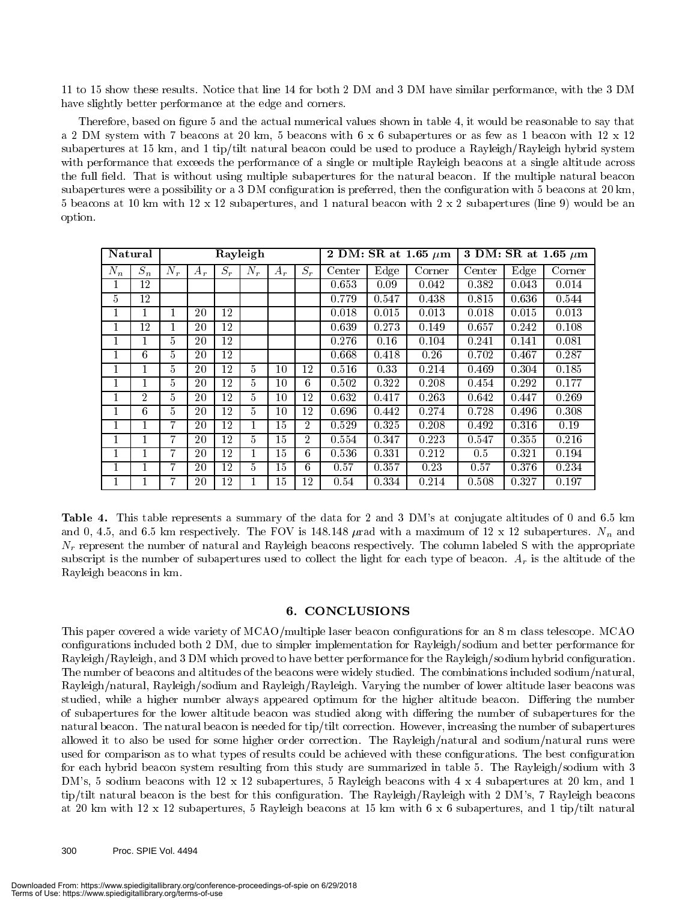11 to 15 show these results. Notice that line 14 for both 2 DM and 3 DM have similar performance, with the 3 DM have slightly better performance at the edge and corners.

Therefore, based on figure 5 and the actual numerical values shown in table 4, it would be reasonable to say that a 2 DM system with 7 beacons at 20 km, 5 beacons with 6 x 6 subapertures or as few as 1 beacon with 12 x 12 subapertures at 15 km, and 1 tip/tilt natural beacon could be used to produce a Rayleigh/Rayleigh hybrid system with performance that exceeds the performance of a single or multiple Rayleigh beacons at a single altitude across the full field. That is without using multiple subapertures for the natural beacon. If the multiple natural beacon subapertures were a possibility or a 3 DM configuration is preferred, then the configuration with 5 beacons at 20 km, 5 beacons at 10 km with 12 x 12 subapertures, and 1 natural beacon with 2 x 2 subapertures (line 9) would be an option.

| **Natural** | | **Rayleigh** | | | | | | **2 DM: SR at 1.65 $\mu$m** | | | **3 DM: SR at 1.65 $\mu$m** | | |
|---|---|---|---|---|---|---|---|---|---|---|---|---|---|
| $N_n$ | $S_n$ | $N_r$ | $A_r$ | $S_r$ | $N_r$ | $A_r$ | $S_r$ | Center | Edge | Corner | Center | Edge | Corner |
| 1 | 12 | | | | | | | 0.653 | 0.09 | 0.042 | 0.382 | 0.043 | 0.014 |
| 5 | 12 | | | | | | | 0.779 | 0.547 | 0.438 | 0.815 | 0.636 | 0.544 |
| 1 | 1 | 1 | 20 | 12 | | | | 0.018 | 0.015 | 0.013 | 0.018 | 0.015 | 0.013 |
| 1 | 12 | 1 | 20 | 12 | | | | 0.639 | 0.273 | 0.149 | 0.657 | 0.242 | 0.108 |
| 1 | 1 | 5 | 20 | 12 | | | | 0.276 | 0.16 | 0.104 | 0.241 | 0.141 | 0.081 |
| 1 | 6 | 5 | 20 | 12 | | | | 0.668 | 0.418 | 0.26 | 0.702 | 0.467 | 0.287 |
| 1 | 1 | 5 | 20 | 12 | 5 | 10 | 12 | 0.516 | 0.33 | 0.214 | 0.469 | 0.304 | 0.185 |
| 1 | 1 | 5 | 20 | 12 | 5 | 10 | 6 | 0.502 | 0.322 | 0.208 | 0.454 | 0.292 | 0.177 |
| 1 | 2 | 5 | 20 | 12 | 5 | 10 | 12 | 0.632 | 0.417 | 0.263 | 0.642 | 0.447 | 0.269 |
| 1 | 6 | 5 | 20 | 12 | 5 | 10 | 12 | 0.696 | 0.442 | 0.274 | 0.728 | 0.496 | 0.308 |
| 1 | 1 | 7 | 20 | 12 | 1 | 15 | 2 | 0.529 | 0.325 | 0.208 | 0.492 | 0.316 | 0.19 |
| 1 | 1 | 7 | 20 | 12 | 5 | 15 | 2 | 0.554 | 0.347 | 0.223 | 0.547 | 0.355 | 0.216 |
| 1 | 1 | 7 | 20 | 12 | 1 | 15 | 6 | 0.536 | 0.331 | 0.212 | 0.5 | 0.321 | 0.194 |
| 1 | 1 | 7 | 20 | 12 | 5 | 15 | 6 | 0.57 | 0.357 | 0.23 | 0.57 | 0.376 | 0.234 |
| 1 | 1 | 7 | 20 | 12 | 1 | 15 | 12 | 0.54 | 0.334 | 0.214 | 0.508 | 0.327 | 0.197 |

**Table 4.** This table represents a summary of the data for 2 and 3 DM's at conjugate altitudes of 0 and 6.5 km and 0, 4.5, and 6.5 km respectively. The FOV is 148.148 $\mu$rad with a maximum of 12 x 12 subapertures. $N_n$ and $N_r$ represent the number of natural and Rayleigh beacons respectively. The column labeled S with the appropriate subscript is the number of subapertures used to collect the light for each type of beacon. $A_r$ is the altitude of the Rayleigh beacons in km.

## 6. CONCLUSIONS

This paper covered a wide variety of MCAO/multiple laser beacon configurations for an 8 m class telescope. MCAO configurations included both 2 DM, due to simpler implementation for Rayleigh/sodium and better performance for Rayleigh/Rayleigh, and 3 DM which proved to have better performance for the Rayleigh/sodium hybrid configuration. The number of beacons and altitudes of the beacons were widely studied. The combinations included sodium/natural, Rayleigh/natural, Rayleigh/sodium and Rayleigh/Rayleigh. Varying the number of lower altitude laser beacons was studied, while a higher number always appeared optimum for the higher altitude beacon. Differing the number of subapertures for the lower altitude beacon was studied along with differing the number of subapertures for the natural beacon. The natural beacon is needed for tip/tilt correction. However, increasing the number of subapertures allowed it to also be used for some higher order correction. The Rayleigh/natural and sodium/natural runs were used for comparison as to what types of results could be achieved with these configurations. The best configuration for each hybrid beacon system resulting from this study are summarized in table 5. The Rayleigh/sodium with 3 DM's, 5 sodium beacons with 12 x 12 subapertures, 5 Rayleigh beacons with 4 x 4 subapertures at 20 km, and 1 tip/tilt natural beacon is the best for this configuration. The Rayleigh/Rayleigh with 2 DM's, 7 Rayleigh beacons at 20 km with 12 x 12 subapertures, 5 Rayleigh beacons at 15 km with 6 x 6 subapertures, and 1 tip/tilt natural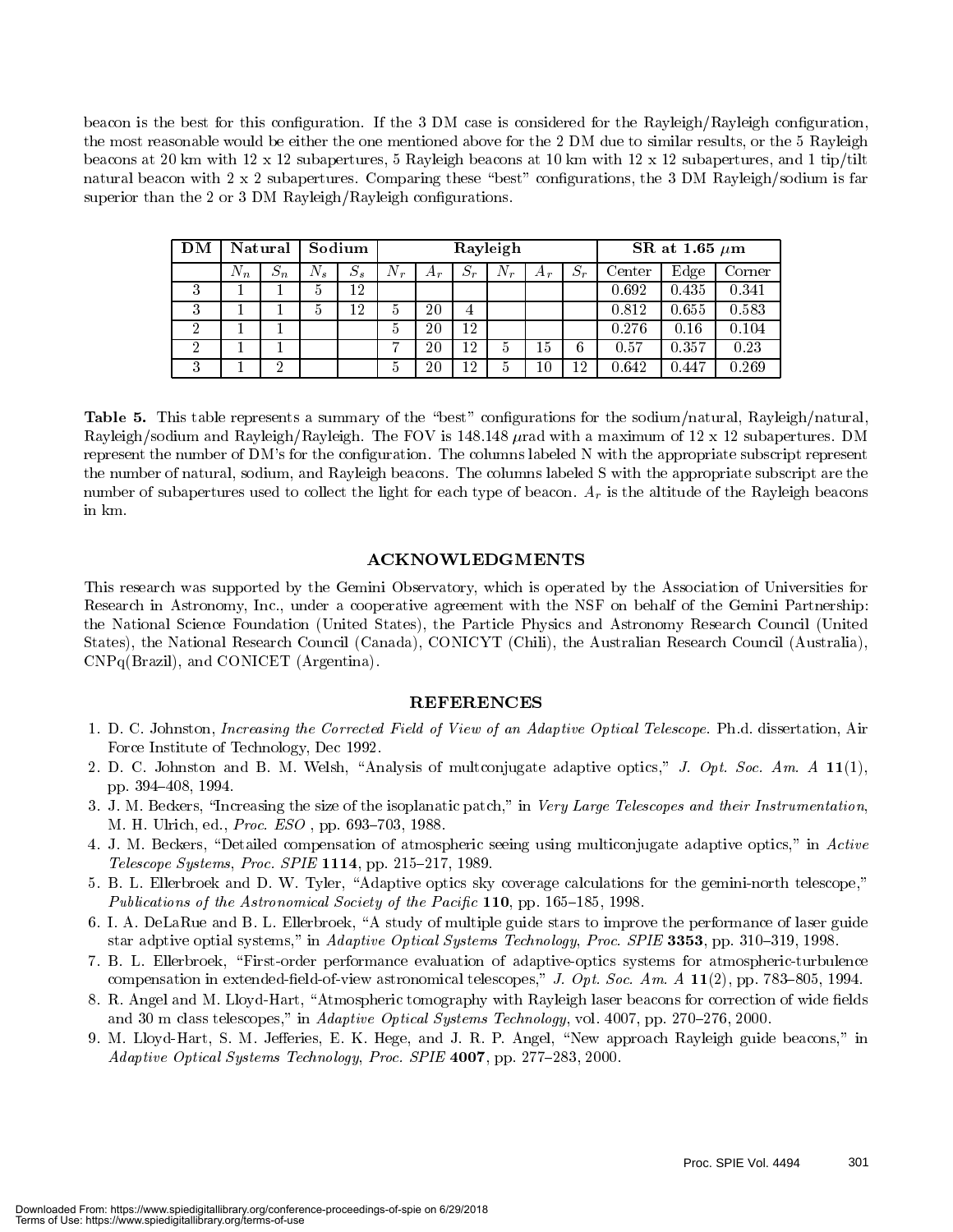beacon is the best for this configuration. If the 3 DM case is considered for the Rayleigh/Rayleigh configuration, the most reasonable would be either the one mentioned above for the 2 DM due to similar results, or the 5 Rayleigh beacons at 20 km with 12 x 12 subapertures, 5 Rayleigh beacons at 10 km with 12 x 12 subapertures, and 1 tip/tilt natural beacon with 2 x 2 subapertures. Comparing these "best" configurations, the 3 DM Rayleigh/sodium is far superior than the 2 or 3 DM Rayleigh/Rayleigh configurations.

| DM | Natural | | Sodium | | Rayleigh | | | | | | SR at 1.65 $\mu$m | | |
|---|---|---|---|---|---|---|---|---|---|---|---|---|---|
| | $N_n$ | $S_n$ | $N_s$ | $S_s$ | $N_r$ | $A_r$ | $S_r$ | $N_r$ | $A_r$ | $S_r$ | Center | Edge | Corner |
| 3 | 1 | 1 | 5 | 12 | | | | | | | 0.692 | 0.435 | 0.341 |
| 3 | 1 | 1 | 5 | 12 | 5 | 20 | 4 | | | | 0.812 | 0.655 | 0.583 |
| 2 | 1 | 1 | | | 5 | 20 | 12 | | | | 0.276 | 0.16 | 0.104 |
| 2 | 1 | 1 | | | 7 | 20 | 12 | 5 | 15 | 6 | 0.57 | 0.357 | 0.23 |
| 3 | 1 | 2 | | | 5 | 20 | 12 | 5 | 10 | 12 | 0.642 | 0.447 | 0.269 |

**Table 5.** This table represents a summary of the "best" configurations for the sodium/natural, Rayleigh/natural, Rayleigh/sodium and Rayleigh/Rayleigh. The FOV is 148.148 $\mu$rad with a maximum of 12 x 12 subapertures. DM represent the number of DM's for the configuration. The columns labeled N with the appropriate subscript represent the number of natural, sodium, and Rayleigh beacons. The columns labeled S with the appropriate subscript are the number of subapertures used to collect the light for each type of beacon. $A_r$ is the altitude of the Rayleigh beacons in km.

## ACKNOWLEDGMENTS

This research was supported by the Gemini Observatory, which is operated by the Association of Universities for Research in Astronomy, Inc., under a cooperative agreement with the NSF on behalf of the Gemini Partnership: the National Science Foundation (United States), the Particle Physics and Astronomy Research Council (United States), the National Research Council (Canada), CONICYT (Chili), the Australian Research Council (Australia), CNPq(Brazil), and CONICET (Argentina).

## REFERENCES

1. D. C. Johnston, *Increasing the Corrected Field of View of an Adaptive Optical Telescope*. Ph.d. dissertation, Air Force Institute of Technology, Dec 1992.
2. D. C. Johnston and B. M. Welsh, "Analysis of multconjugate adaptive optics," *J. Opt. Soc. Am. A* **11**(1), pp. 394–408, 1994.
3. J. M. Beckers, "Increasing the size of the isoplanatic patch," in *Very Large Telescopes and their Instrumentation*, M. H. Ulrich, ed., *Proc. ESO* , pp. 693–703, 1988.
4. J. M. Beckers, "Detailed compensation of atmospheric seeing using multiconjugate adaptive optics," in *Active Telescope Systems*, *Proc. SPIE* **1114**, pp. 215–217, 1989.
5. B. L. Ellerbroek and D. W. Tyler, "Adaptive optics sky coverage calculations for the gemini-north telescope," *Publications of the Astronomical Society of the Pacific* **110**, pp. 165–185, 1998.
6. I. A. DeLaRue and B. L. Ellerbroek, "A study of multiple guide stars to improve the performance of laser guide star adptive optial systems," in *Adaptive Optical Systems Technology*, *Proc. SPIE* **3353**, pp. 310–319, 1998.
7. B. L. Ellerbroek, "First-order performance evaluation of adaptive-optics systems for atmospheric-turbulence compensation in extended-field-of-view astronomical telescopes," *J. Opt. Soc. Am. A* **11**(2), pp. 783–805, 1994.
8. R. Angel and M. Lloyd-Hart, "Atmospheric tomography with Rayleigh laser beacons for correction of wide fields and 30 m class telescopes," in *Adaptive Optical Systems Technology*, vol. 4007, pp. 270–276, 2000.
9. M. Lloyd-Hart, S. M. Jefferies, E. K. Hege, and J. R. P. Angel, "New approach Rayleigh guide beacons," in *Adaptive Optical Systems Technology*, *Proc. SPIE* **4007**, pp. 277–283, 2000.